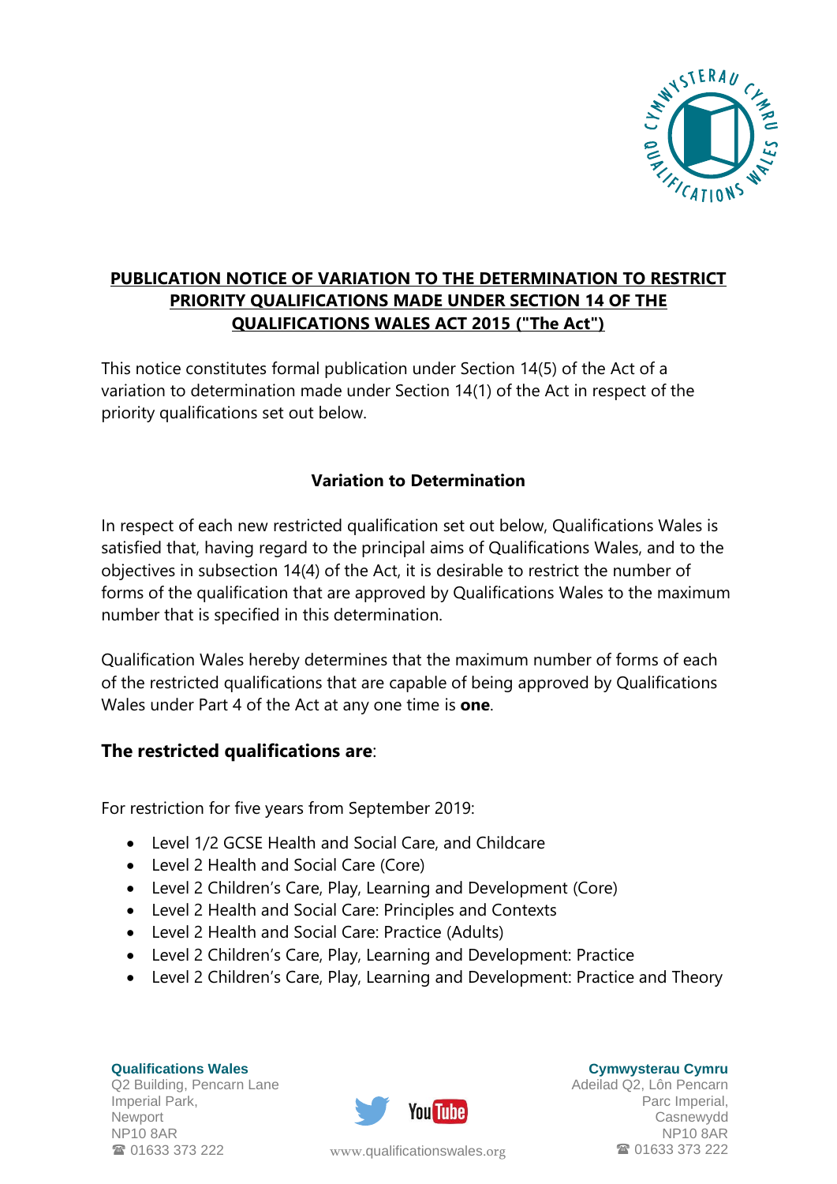# PUBLICATION NOTICE OF VARIATION TO THE DETERMINATION TO RESTRICT PRIORITY QUALIFICATIONS MADE UNDER SECTION 14 OF THE QUALIFICATIONS WALES ACT 2015 ("The Act")

This notice constitutes formal publication under Section 14(5) of the Act of a variation to determination made under Section 14(1) of the Act in respect of the priority qualifications set out below.

## Variation to Determination

In respect of each new restricted qualification set out below, Qualifications Wales is satisfied that, having regard to the principal aims of Qualifications Wales, and to the objectives in subsection 14(4) of the Act, it is desirable to restrict the number of forms of the qualification that are approved by Qualifications Wales to the maximum number that is specified in this determination.

Qualification Wales hereby determines that the maximum number of forms of each of the restricted qualifications that are capable of being approved by Qualifications Wales under Part 4 of the Act at any one time is **one**.

### The restricted qualifications are:

For restriction for five years from September 2019:

- Level 1/2 GCSE Health and Social Care, and Childcare
- Level 2 Health and Social Care (Core)
- Level 2 Children's Care, Play, Learning and Development (Core)
- Level 2 Health and Social Care: Principles and Contexts
- Level 2 Health and Social Care: Practice (Adults)
- Level 2 Children's Care, Play, Learning and Development: Practice
- Level 2 Children's Care, Play, Learning and Development: Practice and Theory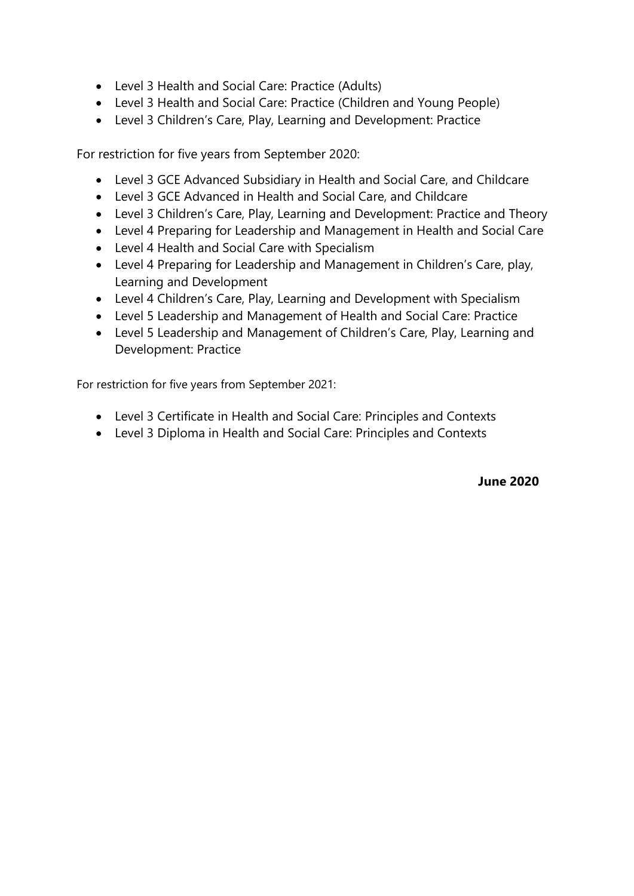- Level 3 Health and Social Care: Practice (Adults)
- Level 3 Health and Social Care: Practice (Children and Young People)
- Level 3 Children's Care, Play, Learning and Development: Practice

For restriction for five years from September 2020:

- Level 3 GCE Advanced Subsidiary in Health and Social Care, and Childcare
- Level 3 GCE Advanced in Health and Social Care, and Childcare
- Level 3 Children's Care, Play, Learning and Development: Practice and Theory
- Level 4 Preparing for Leadership and Management in Health and Social Care
- Level 4 Health and Social Care with Specialism
- Level 4 Preparing for Leadership and Management in Children's Care, play, Learning and Development
- Level 4 Children's Care, Play, Learning and Development with Specialism
- Level 5 Leadership and Management of Health and Social Care: Practice
- Level 5 Leadership and Management of Children's Care, Play, Learning and Development: Practice

For restriction for five years from September 2021:

- Level 3 Certificate in Health and Social Care: Principles and Contexts
- Level 3 Diploma in Health and Social Care: Principles and Contexts

**June 2020**